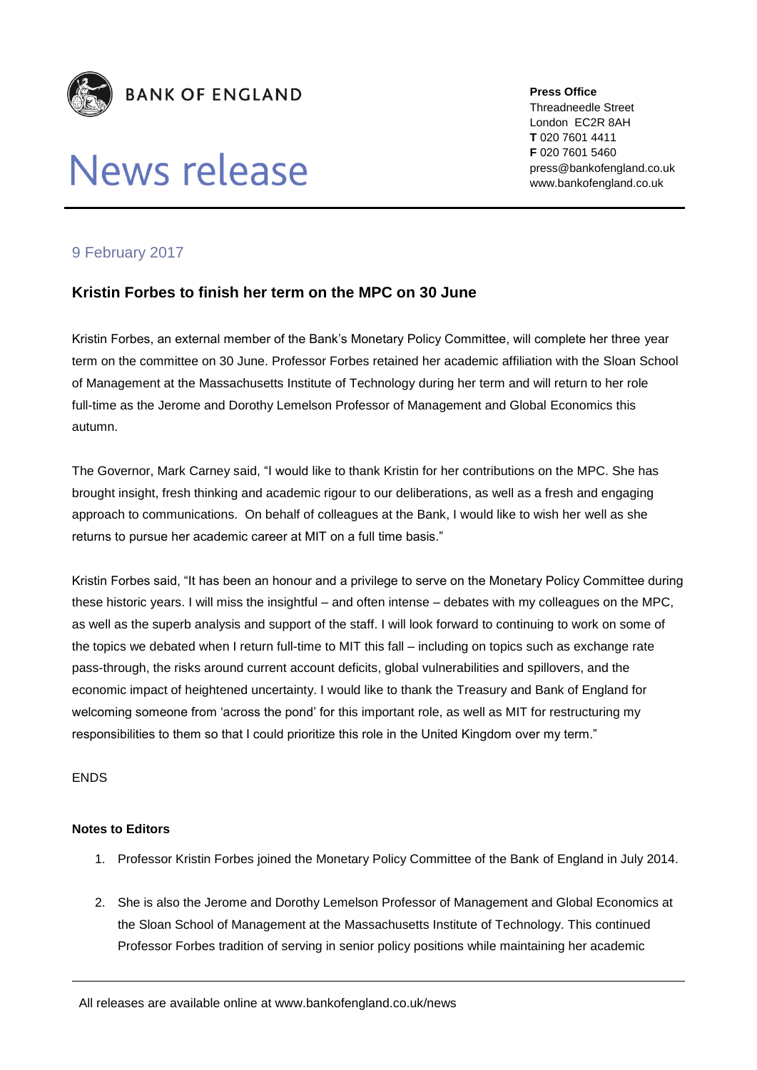**BANK OF ENGLAND**

# News release

**Press Office**
Threadneedle Street
London EC2R 8AH
**T** 020 7601 4411
**F** 020 7601 5460
press@bankofengland.co.uk
www.bankofengland.co.uk

9 February 2017

## Kristin Forbes to finish her term on the MPC on 30 June

Kristin Forbes, an external member of the Bank's Monetary Policy Committee, will complete her three year term on the committee on 30 June. Professor Forbes retained her academic affiliation with the Sloan School of Management at the Massachusetts Institute of Technology during her term and will return to her role full-time as the Jerome and Dorothy Lemelson Professor of Management and Global Economics this autumn.

The Governor, Mark Carney said, "I would like to thank Kristin for her contributions on the MPC. She has brought insight, fresh thinking and academic rigour to our deliberations, as well as a fresh and engaging approach to communications. On behalf of colleagues at the Bank, I would like to wish her well as she returns to pursue her academic career at MIT on a full time basis."

Kristin Forbes said, "It has been an honour and a privilege to serve on the Monetary Policy Committee during these historic years. I will miss the insightful – and often intense – debates with my colleagues on the MPC, as well as the superb analysis and support of the staff. I will look forward to continuing to work on some of the topics we debated when I return full-time to MIT this fall – including on topics such as exchange rate pass-through, the risks around current account deficits, global vulnerabilities and spillovers, and the economic impact of heightened uncertainty. I would like to thank the Treasury and Bank of England for welcoming someone from 'across the pond' for this important role, as well as MIT for restructuring my responsibilities to them so that I could prioritize this role in the United Kingdom over my term."

ENDS

**Notes to Editors**

1. Professor Kristin Forbes joined the Monetary Policy Committee of the Bank of England in July 2014.

2. She is also the Jerome and Dorothy Lemelson Professor of Management and Global Economics at the Sloan School of Management at the Massachusetts Institute of Technology. This continued Professor Forbes tradition of serving in senior policy positions while maintaining her academic

All releases are available online at www.bankofengland.co.uk/news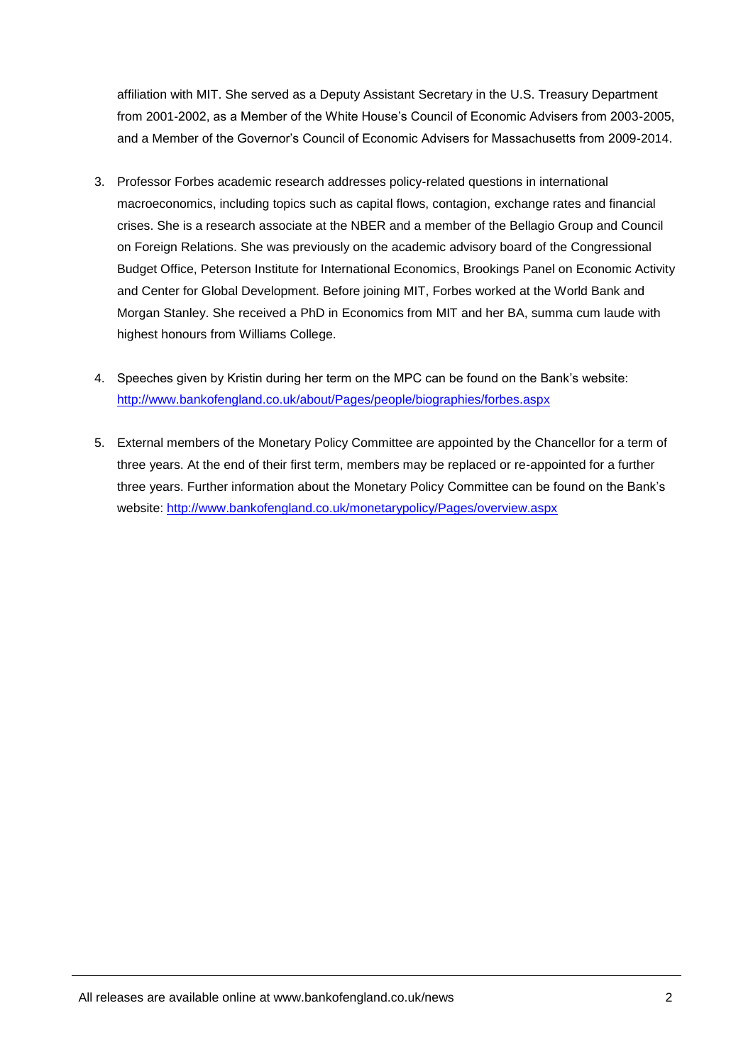affiliation with MIT. She served as a Deputy Assistant Secretary in the U.S. Treasury Department from 2001-2002, as a Member of the White House's Council of Economic Advisers from 2003-2005, and a Member of the Governor's Council of Economic Advisers for Massachusetts from 2009-2014.

3. Professor Forbes academic research addresses policy-related questions in international macroeconomics, including topics such as capital flows, contagion, exchange rates and financial crises. She is a research associate at the NBER and a member of the Bellagio Group and Council on Foreign Relations. She was previously on the academic advisory board of the Congressional Budget Office, Peterson Institute for International Economics, Brookings Panel on Economic Activity and Center for Global Development. Before joining MIT, Forbes worked at the World Bank and Morgan Stanley. She received a PhD in Economics from MIT and her BA, summa cum laude with highest honours from Williams College.

4. Speeches given by Kristin during her term on the MPC can be found on the Bank's website: http://www.bankofengland.co.uk/about/Pages/people/biographies/forbes.aspx

5. External members of the Monetary Policy Committee are appointed by the Chancellor for a term of three years. At the end of their first term, members may be replaced or re-appointed for a further three years. Further information about the Monetary Policy Committee can be found on the Bank's website: http://www.bankofengland.co.uk/monetarypolicy/Pages/overview.aspx